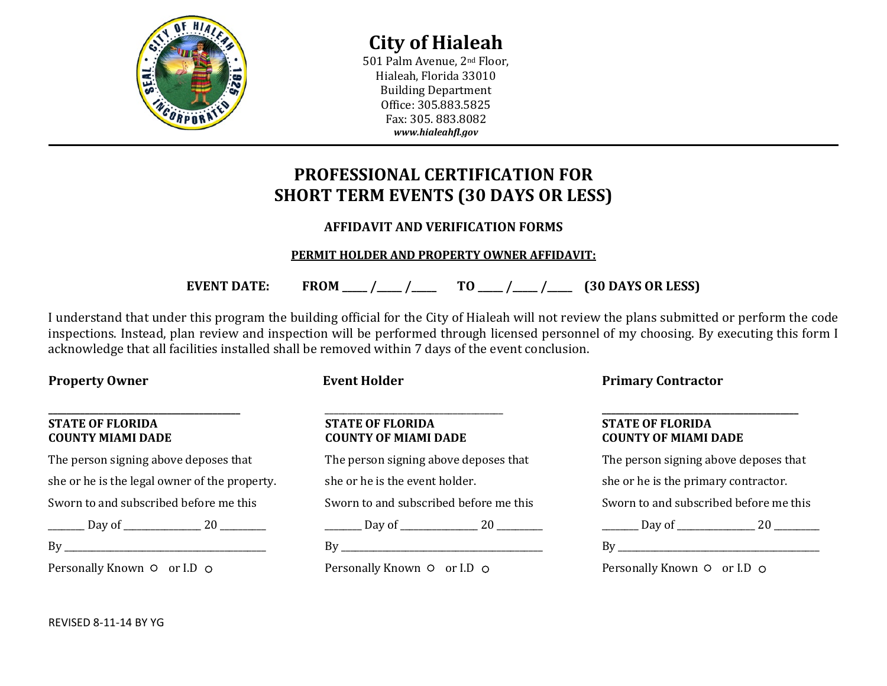# City of Hialeah

501 Palm Avenue, 2nd Floor,
Hialeah, Florida 33010
Building Department
Office: 305.883.5825
Fax: 305. 883.8082
***www.hialeahfl.gov***

---

## PROFESSIONAL CERTIFICATION FOR SHORT TERM EVENTS (30 DAYS OR LESS)

### AFFIDAVIT AND VERIFICATION FORMS

**PERMIT HOLDER AND PROPERTY OWNER AFFIDAVIT:**

**EVENT DATE: FROM _____ /_____ /_____ TO _____ /_____ /_____ (30 DAYS OR LESS)**

I understand that under this program the building official for the City of Hialeah will not review the plans submitted or perform the code inspections. Instead, plan review and inspection will be performed through licensed personnel of my choosing. By executing this form I acknowledge that all facilities installed shall be removed within 7 days of the event conclusion.

**Property Owner**

_______________________________________

**STATE OF FLORIDA**
**COUNTY MIAMI DADE**

The person signing above deposes that she or he is the legal owner of the property.

Sworn to and subscribed before me this

________ Day of ________________ 20 _________

By ________________________________________

Personally Known ○ or I.D ○

**Event Holder**

_______________________________________

**STATE OF FLORIDA**
**COUNTY OF MIAMI DADE**

The person signing above deposes that she or he is the event holder.

Sworn to and subscribed before me this

________ Day of ________________ 20 _________

By ________________________________________

Personally Known ○ or I.D ○

**Primary Contractor**

_______________________________________

**STATE OF FLORIDA**
**COUNTY OF MIAMI DADE**

The person signing above deposes that she or he is the primary contractor.

Sworn to and subscribed before me this

________ Day of ________________ 20 _________

By ________________________________________

Personally Known ○ or I.D ○

REVISED 8-11-14 BY YG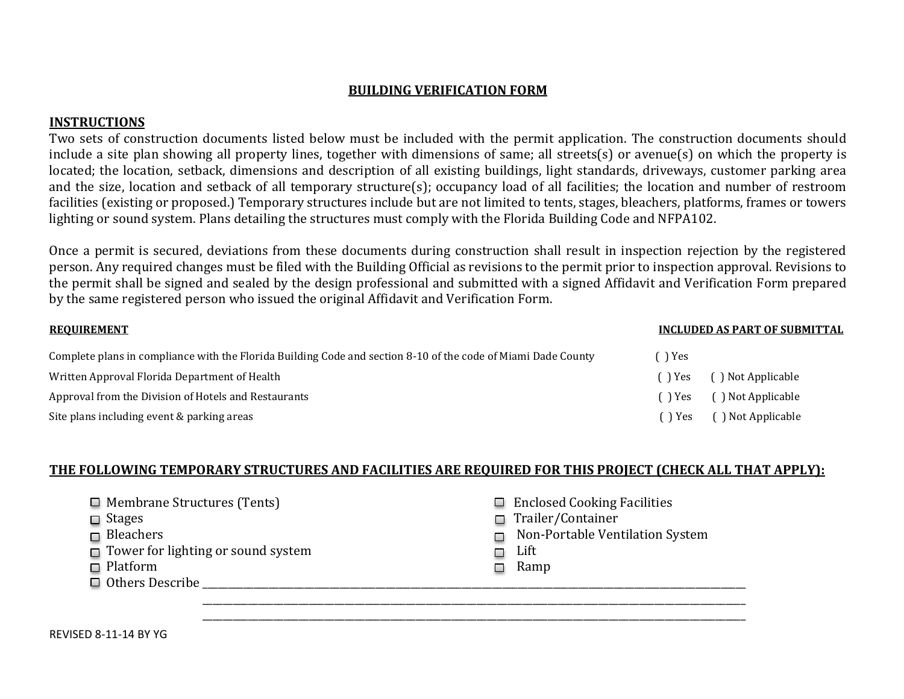# BUILDING VERIFICATION FORM

## INSTRUCTIONS

Two sets of construction documents listed below must be included with the permit application. The construction documents should include a site plan showing all property lines, together with dimensions of same; all streets(s) or avenue(s) on which the property is located; the location, setback, dimensions and description of all existing buildings, light standards, driveways, customer parking area and the size, location and setback of all temporary structure(s); occupancy load of all facilities; the location and number of restroom facilities (existing or proposed.) Temporary structures include but are not limited to tents, stages, bleachers, platforms, frames or towers lighting or sound system. Plans detailing the structures must comply with the Florida Building Code and NFPA102.

Once a permit is secured, deviations from these documents during construction shall result in inspection rejection by the registered person. Any required changes must be filed with the Building Official as revisions to the permit prior to inspection approval. Revisions to the permit shall be signed and sealed by the design professional and submitted with a signed Affidavit and Verification Form prepared by the same registered person who issued the original Affidavit and Verification Form.

| REQUIREMENT | INCLUDED AS PART OF SUBMITTAL |
|---|---|
| Complete plans in compliance with the Florida Building Code and section 8-10 of the code of Miami Dade County | ( ) Yes |
| Written Approval Florida Department of Health | ( ) Yes ( ) Not Applicable |
| Approval from the Division of Hotels and Restaurants | ( ) Yes ( ) Not Applicable |
| Site plans including event & parking areas | ( ) Yes ( ) Not Applicable |

**THE FOLLOWING TEMPORARY STRUCTURES AND FACILITIES ARE REQUIRED FOR THIS PROJECT (CHECK ALL THAT APPLY):**

- ☐ Membrane Structures (Tents)
- ☐ Stages
- ☐ Bleachers
- ☐ Tower for lighting or sound system
- ☐ Platform
- ☐ Enclosed Cooking Facilities
- ☐ Trailer/Container
- ☐ Non-Portable Ventilation System
- ☐ Lift
- ☐ Ramp
- ☐ Others Describe ____________________________________________
____________________________________________
____________________________________________

REVISED 8-11-14 BY YG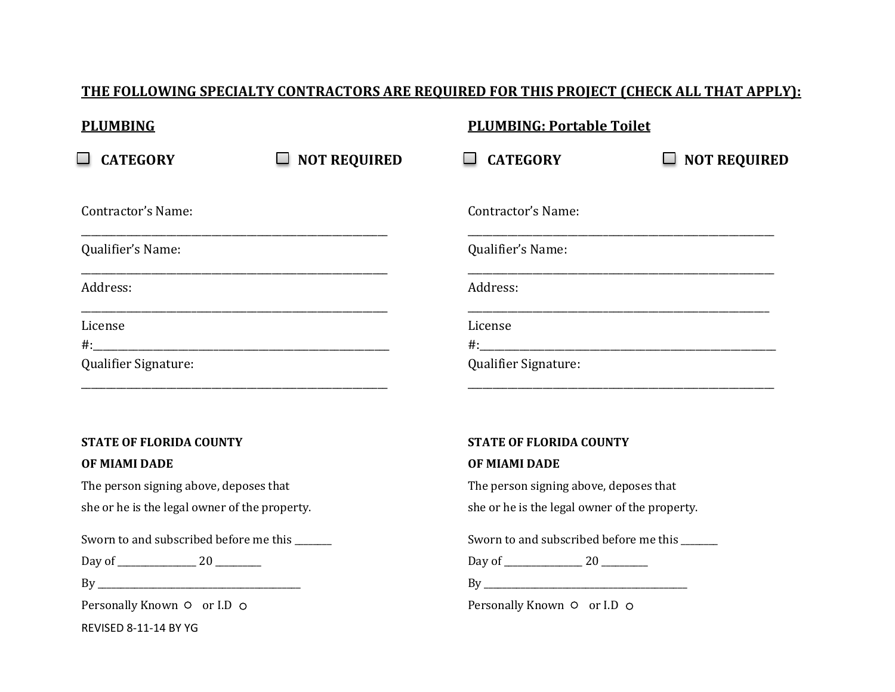**THE FOLLOWING SPECIALTY CONTRACTORS ARE REQUIRED FOR THIS PROJECT (CHECK ALL THAT APPLY):**

**PLUMBING**

☐ **CATEGORY** ☐ **NOT REQUIRED**

Contractor's Name:
___________________________________________________________

Qualifier's Name:
___________________________________________________________

Address:
___________________________________________________________

License #:_________________________________________________________

Qualifier Signature:
___________________________________________________________

**STATE OF FLORIDA COUNTY**

**OF MIAMI DADE**

The person signing above, deposes that she or he is the legal owner of the property.

Sworn to and subscribed before me this _______

Day of _______________ 20 _________

By _______________________________________

Personally Known ○ or I.D ○

REVISED 8-11-14 BY YG

**PLUMBING: Portable Toilet**

☐ **CATEGORY** ☐ **NOT REQUIRED**

Contractor's Name:
___________________________________________________________

Qualifier's Name:
___________________________________________________________

Address:
___________________________________________________________

License #:_________________________________________________________

Qualifier Signature:
___________________________________________________________

**STATE OF FLORIDA COUNTY**

**OF MIAMI DADE**

The person signing above, deposes that she or he is the legal owner of the property.

Sworn to and subscribed before me this _______

Day of _______________ 20 _________

By _______________________________________

Personally Known ○ or I.D ○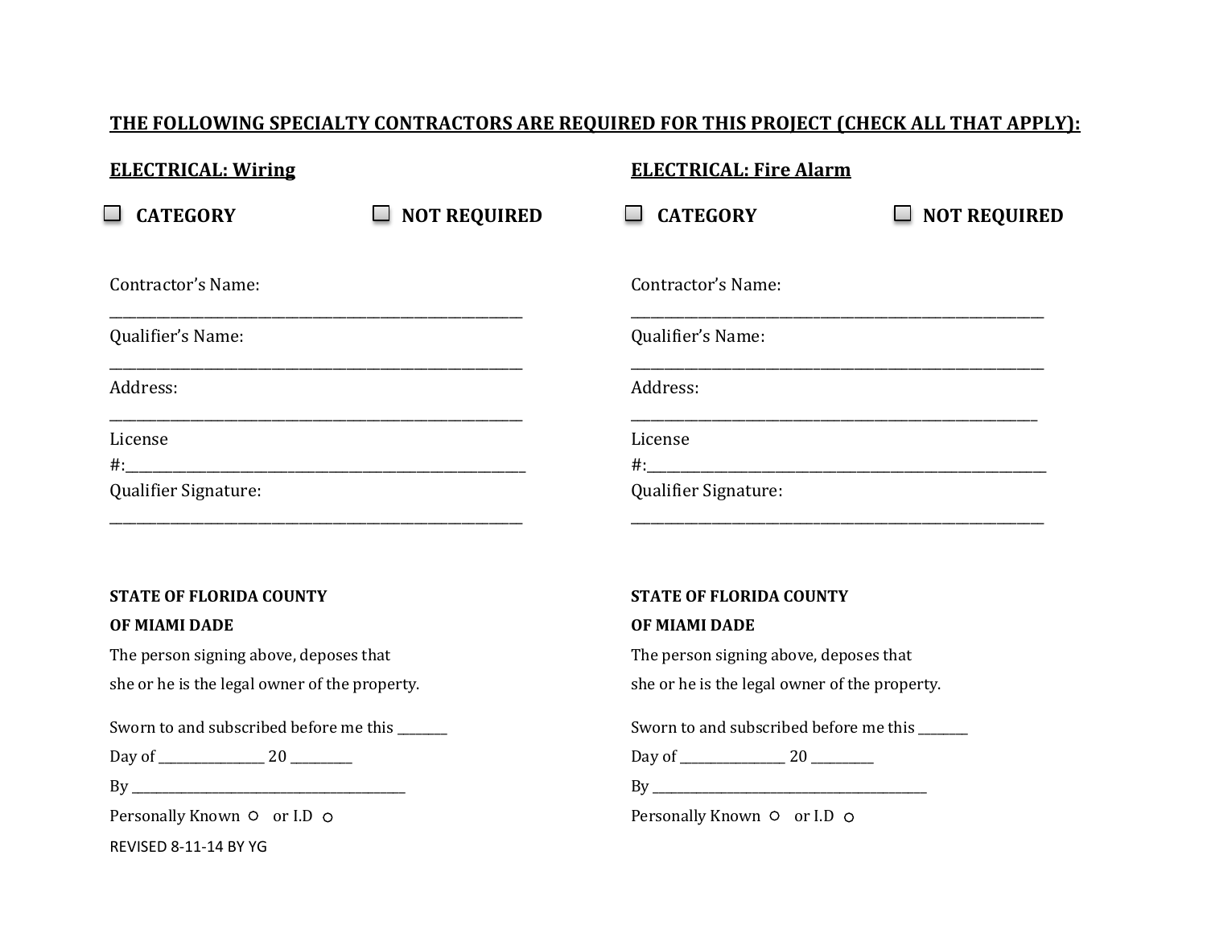**THE FOLLOWING SPECIALTY CONTRACTORS ARE REQUIRED FOR THIS PROJECT (CHECK ALL THAT APPLY):**

**ELECTRICAL: Wiring**

☐ **CATEGORY** ☐ **NOT REQUIRED**

Contractor's Name:
______________________________________________________

Qualifier's Name:
______________________________________________________

Address:
______________________________________________________

License
#:_____________________________________________________

Qualifier Signature:
______________________________________________________

**STATE OF FLORIDA COUNTY**

**OF MIAMI DADE**

The person signing above, deposes that

she or he is the legal owner of the property.

Sworn to and subscribed before me this _______

Day of _______________ 20 _________

By _______________________________________

Personally Known ○ or I.D ○

**ELECTRICAL: Fire Alarm**

☐ **CATEGORY** ☐ **NOT REQUIRED**

Contractor's Name:
______________________________________________________

Qualifier's Name:
______________________________________________________

Address:
_____________________________________________________

License
#:_____________________________________________________

Qualifier Signature:
______________________________________________________

**STATE OF FLORIDA COUNTY**

**OF MIAMI DADE**

The person signing above, deposes that

she or he is the legal owner of the property.

Sworn to and subscribed before me this _______

Day of _______________ 20 _________

By _______________________________________

Personally Known ○ or I.D ○

REVISED 8-11-14 BY YG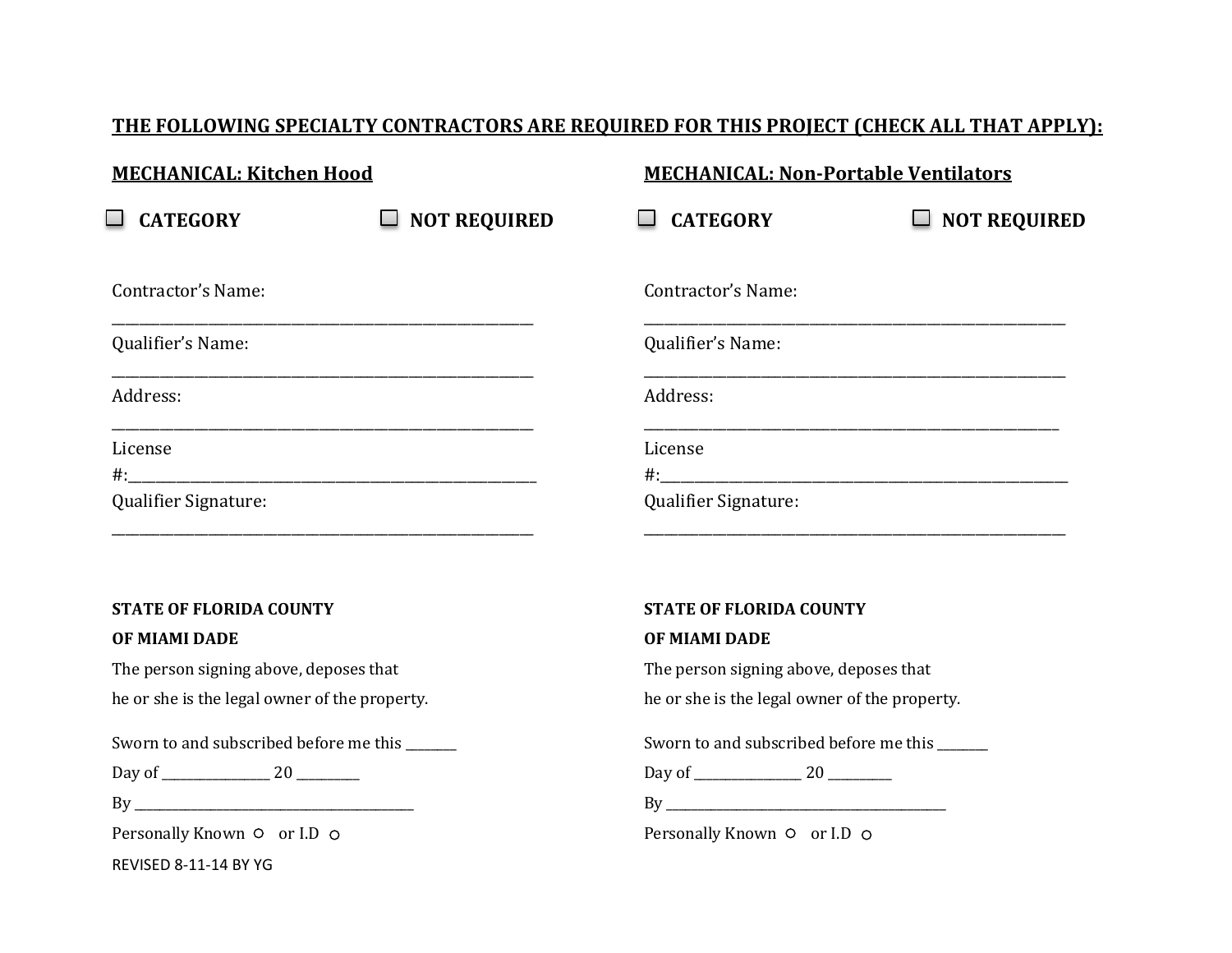**THE FOLLOWING SPECIALTY CONTRACTORS ARE REQUIRED FOR THIS PROJECT (CHECK ALL THAT APPLY):**

**MECHANICAL: Kitchen Hood**

☐ **CATEGORY** ☐ **NOT REQUIRED**

Contractor's Name:
___________________________________________________________

Qualifier's Name:
___________________________________________________________

Address:
___________________________________________________________

License
#:__________________________________________________________

Qualifier Signature:
___________________________________________________________

**STATE OF FLORIDA COUNTY**

**OF MIAMI DADE**

The person signing above, deposes that

he or she is the legal owner of the property.

Sworn to and subscribed before me this ________

Day of _________________ 20 __________

By ____________________________________________

Personally Known ○ or I.D ○

**MECHANICAL: Non-Portable Ventilators**

☐ **CATEGORY** ☐ **NOT REQUIRED**

Contractor's Name:
___________________________________________________________

Qualifier's Name:
___________________________________________________________

Address:
___________________________________________________________

License
#:__________________________________________________________

Qualifier Signature:
___________________________________________________________

**STATE OF FLORIDA COUNTY**

**OF MIAMI DADE**

The person signing above, deposes that

he or she is the legal owner of the property.

Sworn to and subscribed before me this ________

Day of _________________ 20 __________

By ____________________________________________

Personally Known ○ or I.D ○

REVISED 8-11-14 BY YG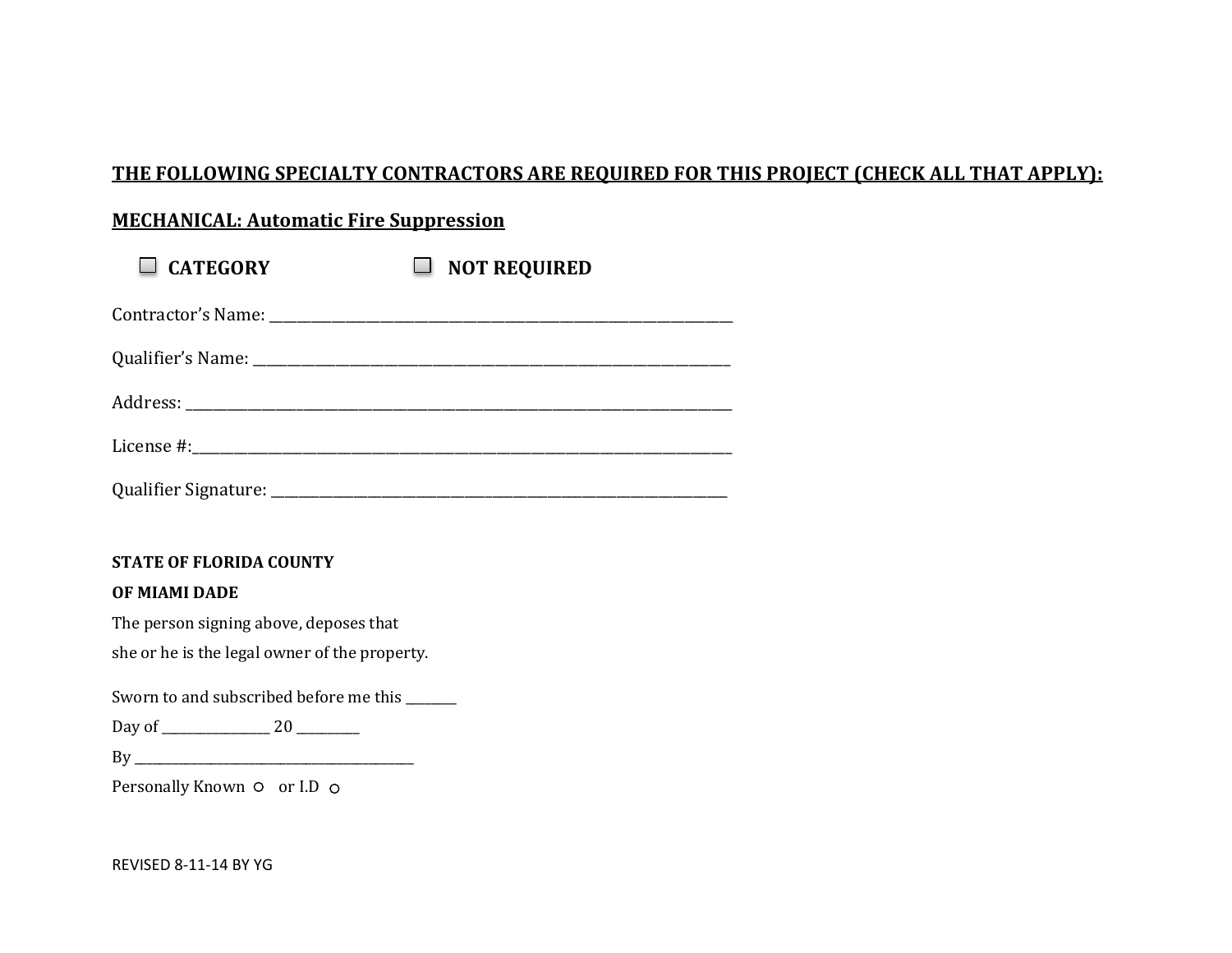**THE FOLLOWING SPECIALTY CONTRACTORS ARE REQUIRED FOR THIS PROJECT (CHECK ALL THAT APPLY):**

**MECHANICAL: Automatic Fire Suppression**

☐ **CATEGORY** ☐ **NOT REQUIRED**

Contractor's Name: ___________________________________________________________________

Qualifier's Name: ____________________________________________________________________

Address: ____________________________________________________________________________

License #:____________________________________________________________________________

Qualifier Signature: __________________________________________________________________

**STATE OF FLORIDA COUNTY**

**OF MIAMI DADE**

The person signing above, deposes that

she or he is the legal owner of the property.

Sworn to and subscribed before me this _______

Day of _______________ 20 _________

By ________________________________________

Personally Known ○ or I.D ○

REVISED 8-11-14 BY YG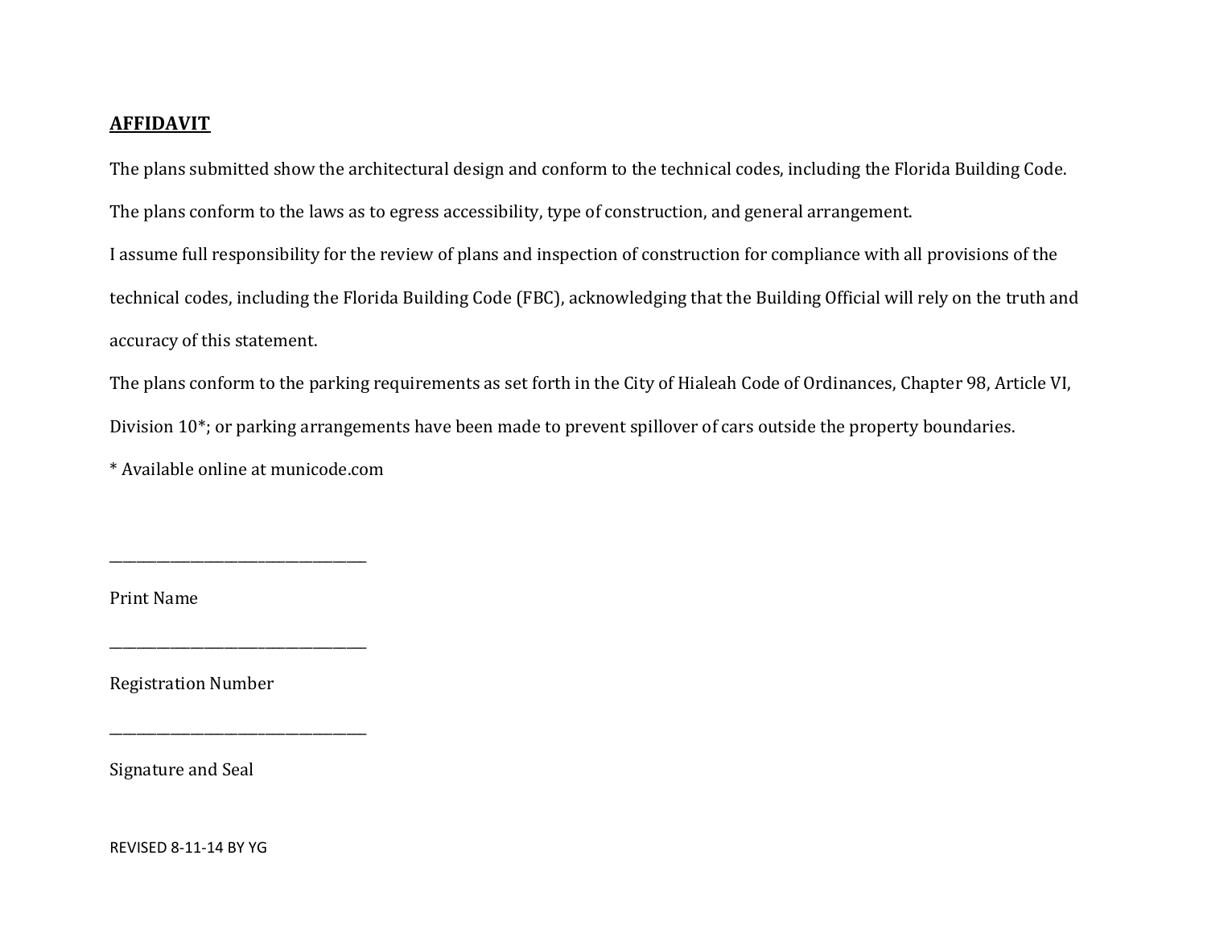**AFFIDAVIT**

The plans submitted show the architectural design and conform to the technical codes, including the Florida Building Code.

The plans conform to the laws as to egress accessibility, type of construction, and general arrangement.

I assume full responsibility for the review of plans and inspection of construction for compliance with all provisions of the technical codes, including the Florida Building Code (FBC), acknowledging that the Building Official will rely on the truth and accuracy of this statement.

The plans conform to the parking requirements as set forth in the City of Hialeah Code of Ordinances, Chapter 98, Article VI, Division 10*; or parking arrangements have been made to prevent spillover of cars outside the property boundaries.

* Available online at municode.com

\_\_\_\_\_\_\_\_\_\_\_\_\_\_\_\_\_\_\_\_\_\_\_\_\_\_\_\_\_\_\_\_\_\_\_\_

Print Name

\_\_\_\_\_\_\_\_\_\_\_\_\_\_\_\_\_\_\_\_\_\_\_\_\_\_\_\_\_\_\_\_\_\_\_\_

Registration Number

\_\_\_\_\_\_\_\_\_\_\_\_\_\_\_\_\_\_\_\_\_\_\_\_\_\_\_\_\_\_\_\_\_\_\_\_

Signature and Seal

REVISED 8-11-14 BY YG